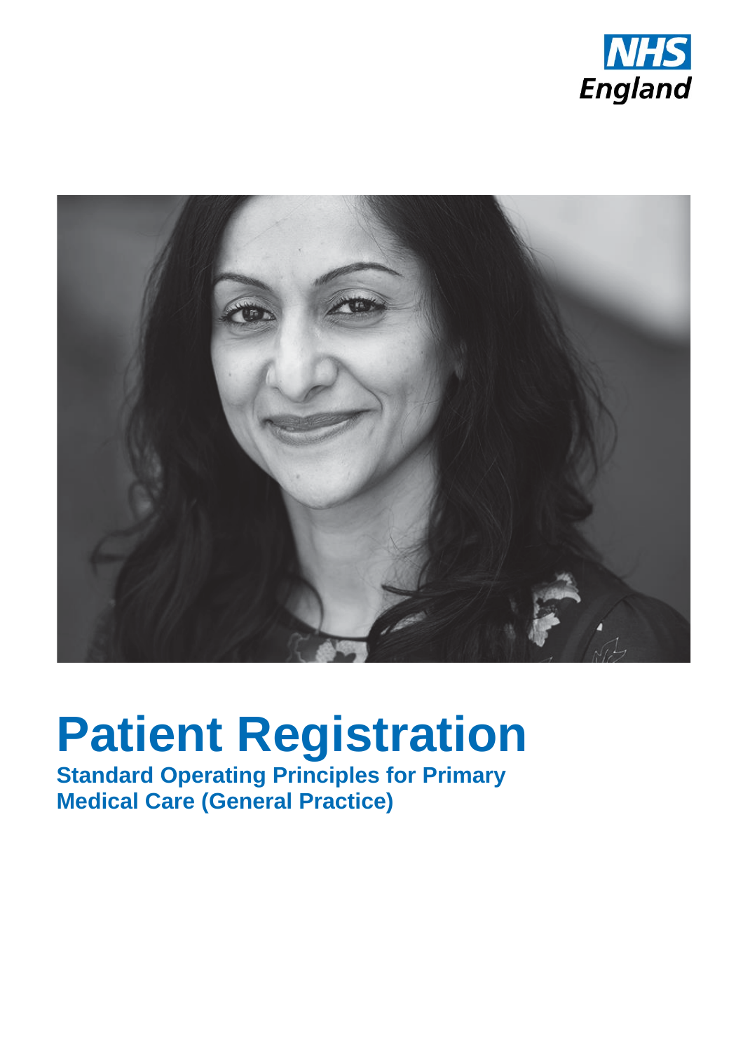NHS England

# Patient Registration

## Standard Operating Principles for Primary Medical Care (General Practice)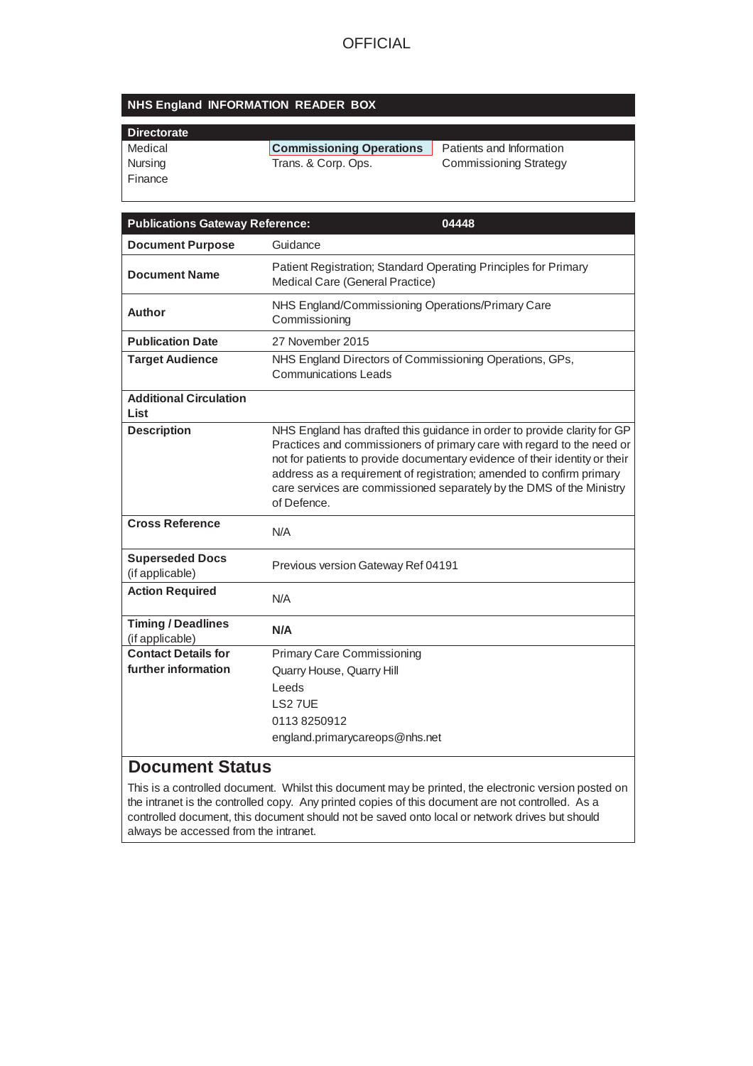OFFICIAL

## NHS England INFORMATION READER BOX

| Directorate | | |
|---|---|---|
| Medical | **Commissioning Operations** | Patients and Information |
| Nursing | Trans. & Corp. Ops. | Commissioning Strategy |
| Finance | | |

| Publications Gateway Reference: | 04448 |
|---|---|
| **Document Purpose** | Guidance |
| **Document Name** | Patient Registration; Standard Operating Principles for Primary Medical Care (General Practice) |
| **Author** | NHS England/Commissioning Operations/Primary Care Commissioning |
| **Publication Date** | 27 November 2015 |
| **Target Audience** | NHS England Directors of Commissioning Operations, GPs, Communications Leads |
| **Additional Circulation List** | |
| **Description** | NHS England has drafted this guidance in order to provide clarity for GP Practices and commissioners of primary care with regard to the need or not for patients to provide documentary evidence of their identity or their address as a requirement of registration; amended to confirm primary care services are commissioned separately by the DMS of the Ministry of Defence. |
| **Cross Reference** | N/A |
| **Superseded Docs** (if applicable) | Previous version Gateway Ref 04191 |
| **Action Required** | N/A |
| **Timing / Deadlines** (if applicable) | **N/A** |
| **Contact Details for further information** | Primary Care Commissioning<br>Quarry House, Quarry Hill<br>Leeds<br>LS2 7UE<br>0113 8250912<br>england.primarycareops@nhs.net |

## Document Status

This is a controlled document. Whilst this document may be printed, the electronic version posted on the intranet is the controlled copy. Any printed copies of this document are not controlled. As a controlled document, this document should not be saved onto local or network drives but should always be accessed from the intranet.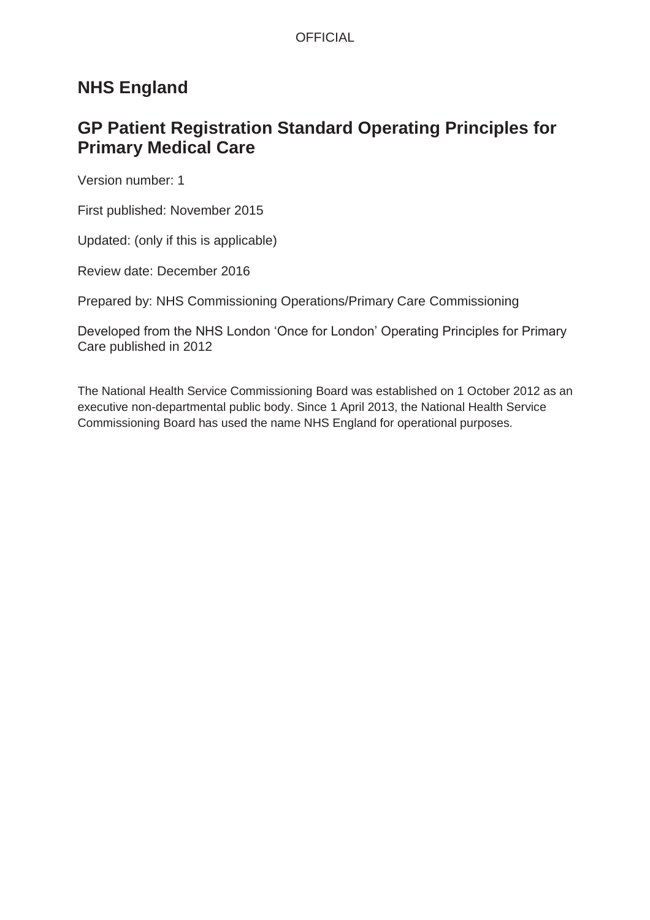# NHS England

## GP Patient Registration Standard Operating Principles for Primary Medical Care

Version number: 1

First published: November 2015

Updated: (only if this is applicable)

Review date: December 2016

Prepared by: NHS Commissioning Operations/Primary Care Commissioning

Developed from the NHS London 'Once for London' Operating Principles for Primary Care published in 2012

The National Health Service Commissioning Board was established on 1 October 2012 as an executive non-departmental public body. Since 1 April 2013, the National Health Service Commissioning Board has used the name NHS England for operational purposes.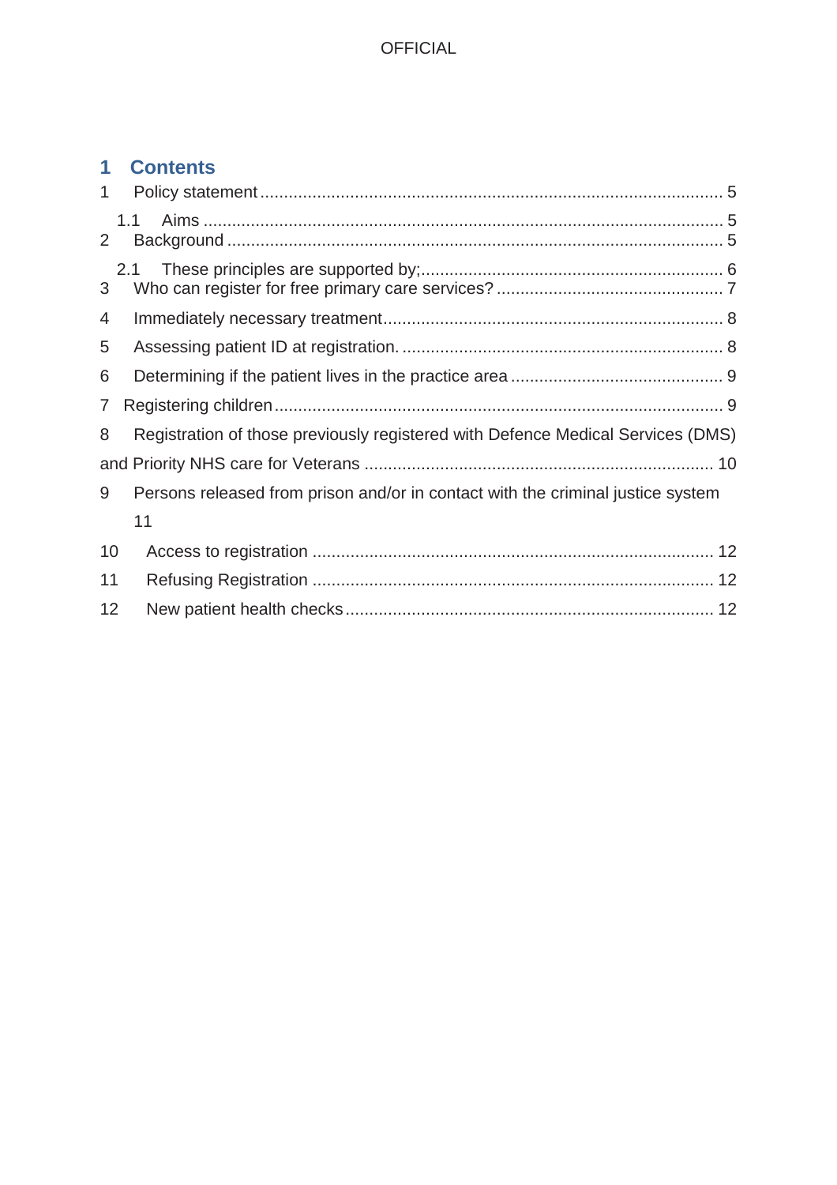# 1 Contents

1 Policy statement ........................................................................................ 5

1.1 Aims ........................................................................................................ 5

2 Background ................................................................................................ 5

2.1 These principles are supported by;.......................................................... 6

3 Who can register for free primary care services? ........................................ 7

4 Immediately necessary treatment................................................................ 8

5 Assessing patient ID at registration. ............................................................ 8

6 Determining if the patient lives in the practice area ..................................... 9

7 Registering children ...................................................................................... 9

8 Registration of those previously registered with Defence Medical Services (DMS) and Priority NHS care for Veterans .................................................................. 10

9 Persons released from prison and/or in contact with the criminal justice system 11

10 Access to registration ............................................................................... 12

11 Refusing Registration ............................................................................... 12

12 New patient health checks ........................................................................ 12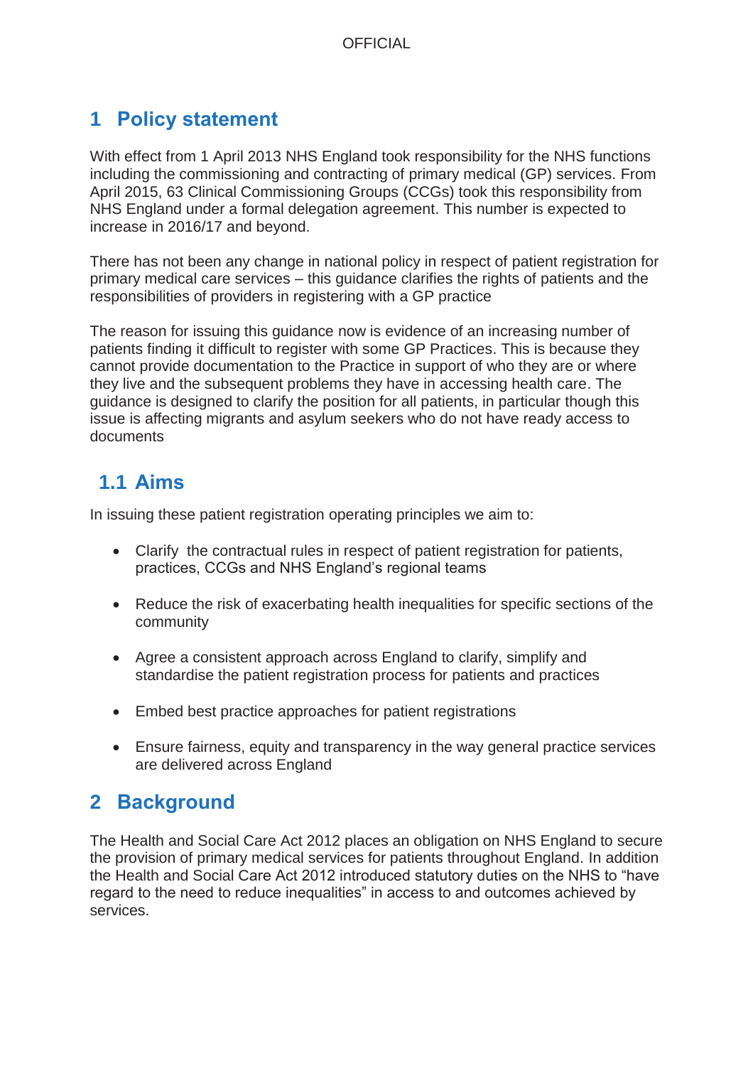# 1 Policy statement

With effect from 1 April 2013 NHS England took responsibility for the NHS functions including the commissioning and contracting of primary medical (GP) services. From April 2015, 63 Clinical Commissioning Groups (CCGs) took this responsibility from NHS England under a formal delegation agreement. This number is expected to increase in 2016/17 and beyond.

There has not been any change in national policy in respect of patient registration for primary medical care services – this guidance clarifies the rights of patients and the responsibilities of providers in registering with a GP practice

The reason for issuing this guidance now is evidence of an increasing number of patients finding it difficult to register with some GP Practices. This is because they cannot provide documentation to the Practice in support of who they are or where they live and the subsequent problems they have in accessing health care. The guidance is designed to clarify the position for all patients, in particular though this issue is affecting migrants and asylum seekers who do not have ready access to documents

## 1.1 Aims

In issuing these patient registration operating principles we aim to:

- Clarify the contractual rules in respect of patient registration for patients, practices, CCGs and NHS England's regional teams
- Reduce the risk of exacerbating health inequalities for specific sections of the community
- Agree a consistent approach across England to clarify, simplify and standardise the patient registration process for patients and practices
- Embed best practice approaches for patient registrations
- Ensure fairness, equity and transparency in the way general practice services are delivered across England

# 2 Background

The Health and Social Care Act 2012 places an obligation on NHS England to secure the provision of primary medical services for patients throughout England. In addition the Health and Social Care Act 2012 introduced statutory duties on the NHS to "have regard to the need to reduce inequalities" in access to and outcomes achieved by services.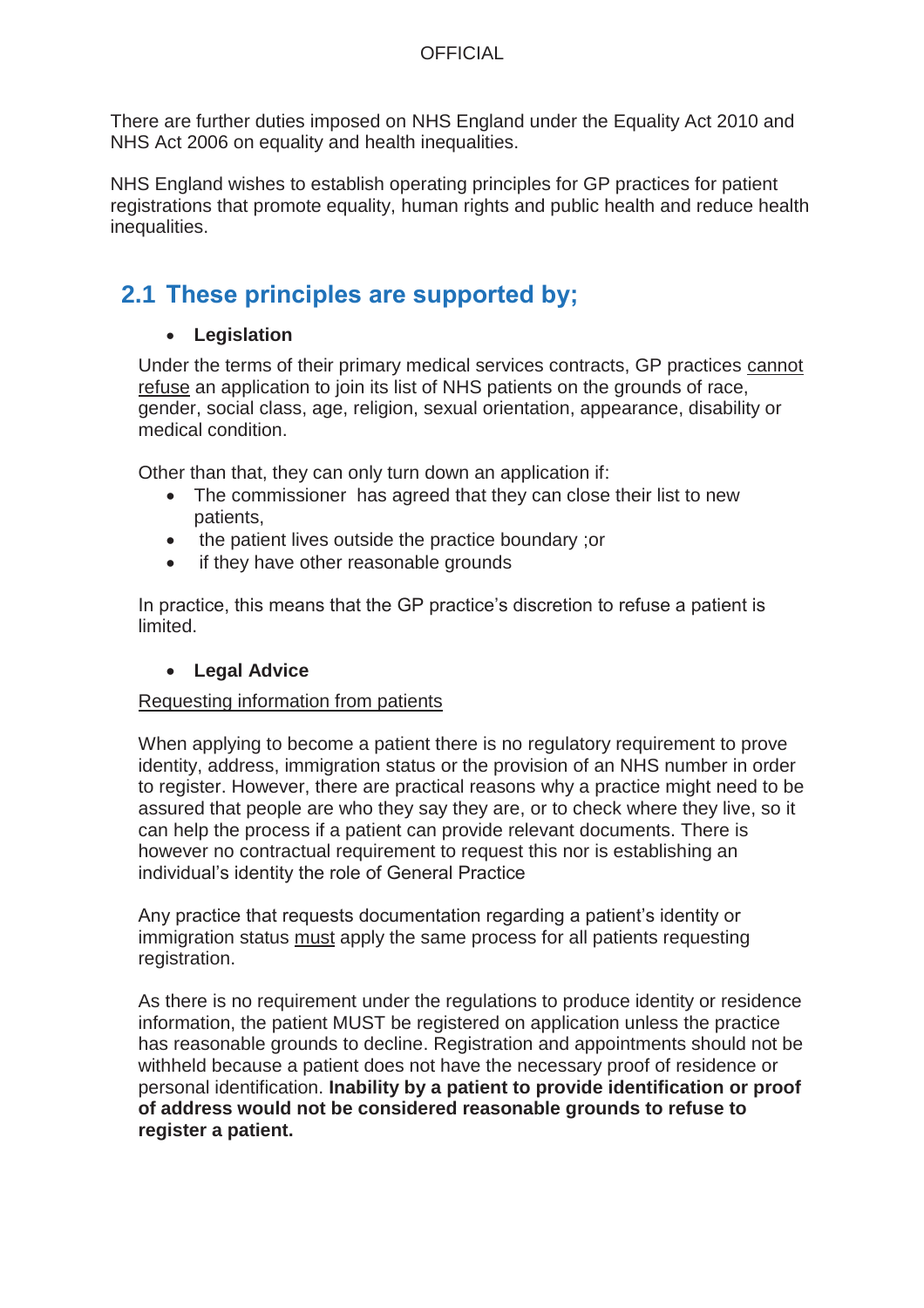There are further duties imposed on NHS England under the Equality Act 2010 and NHS Act 2006 on equality and health inequalities.

NHS England wishes to establish operating principles for GP practices for patient registrations that promote equality, human rights and public health and reduce health inequalities.

## 2.1 These principles are supported by;

- **Legislation**

Under the terms of their primary medical services contracts, GP practices cannot refuse an application to join its list of NHS patients on the grounds of race, gender, social class, age, religion, sexual orientation, appearance, disability or medical condition.

Other than that, they can only turn down an application if:

- The commissioner has agreed that they can close their list to new patients,
- the patient lives outside the practice boundary ;or
- if they have other reasonable grounds

In practice, this means that the GP practice's discretion to refuse a patient is limited.

- **Legal Advice**

Requesting information from patients

When applying to become a patient there is no regulatory requirement to prove identity, address, immigration status or the provision of an NHS number in order to register. However, there are practical reasons why a practice might need to be assured that people are who they say they are, or to check where they live, so it can help the process if a patient can provide relevant documents. There is however no contractual requirement to request this nor is establishing an individual's identity the role of General Practice

Any practice that requests documentation regarding a patient's identity or immigration status must apply the same process for all patients requesting registration.

As there is no requirement under the regulations to produce identity or residence information, the patient MUST be registered on application unless the practice has reasonable grounds to decline. Registration and appointments should not be withheld because a patient does not have the necessary proof of residence or personal identification. **Inability by a patient to provide identification or proof of address would not be considered reasonable grounds to refuse to register a patient.**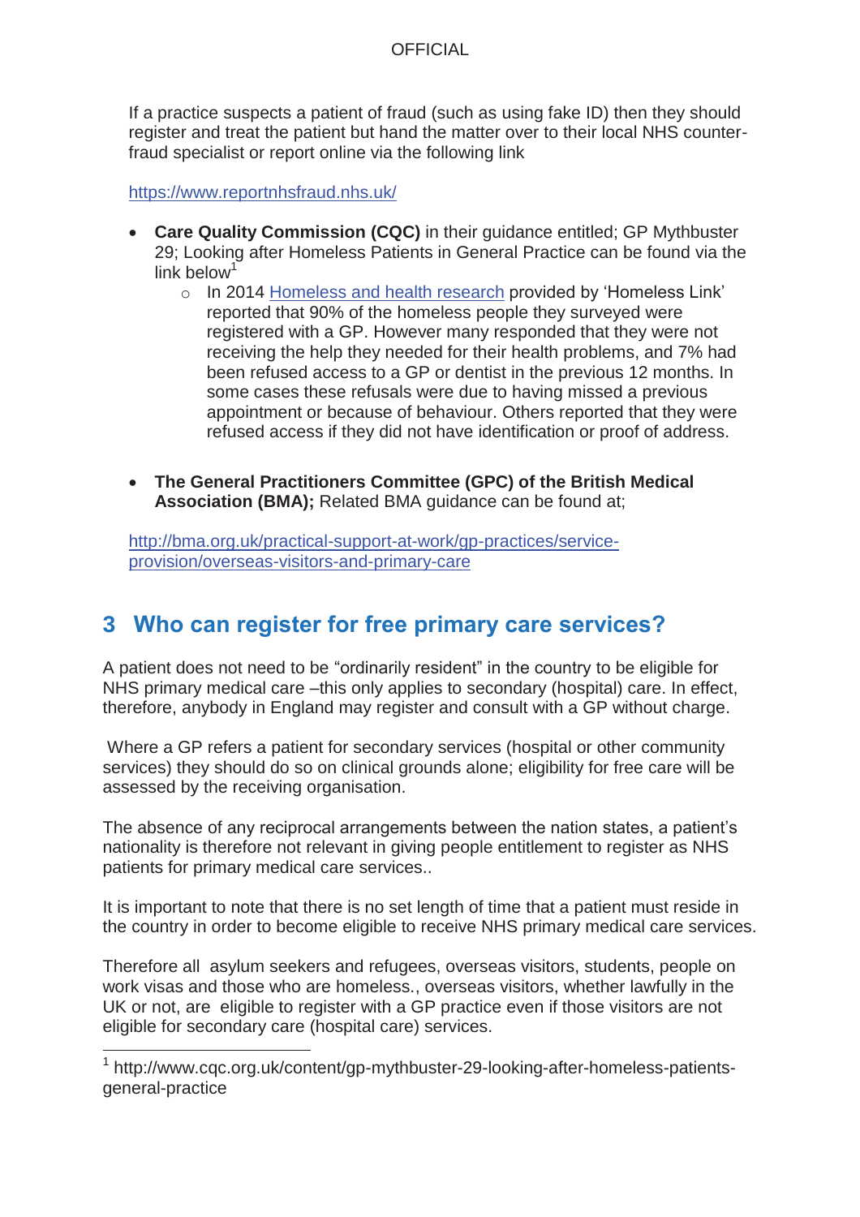If a practice suspects a patient of fraud (such as using fake ID) then they should register and treat the patient but hand the matter over to their local NHS counter-fraud specialist or report online via the following link

https://www.reportnhsfraud.nhs.uk/

- **Care Quality Commission (CQC)** in their guidance entitled; GP Mythbuster 29; Looking after Homeless Patients in General Practice can be found via the link below[1]
  - In 2014 Homeless and health research provided by 'Homeless Link' reported that 90% of the homeless people they surveyed were registered with a GP. However many responded that they were not receiving the help they needed for their health problems, and 7% had been refused access to a GP or dentist in the previous 12 months. In some cases these refusals were due to having missed a previous appointment or because of behaviour. Others reported that they were refused access if they did not have identification or proof of address.

- **The General Practitioners Committee (GPC) of the British Medical Association (BMA);** Related BMA guidance can be found at;

http://bma.org.uk/practical-support-at-work/gp-practices/service-provision/overseas-visitors-and-primary-care

## 3 Who can register for free primary care services?

A patient does not need to be "ordinarily resident" in the country to be eligible for NHS primary medical care –this only applies to secondary (hospital) care. In effect, therefore, anybody in England may register and consult with a GP without charge.

Where a GP refers a patient for secondary services (hospital or other community services) they should do so on clinical grounds alone; eligibility for free care will be assessed by the receiving organisation.

The absence of any reciprocal arrangements between the nation states, a patient's nationality is therefore not relevant in giving people entitlement to register as NHS patients for primary medical care services..

It is important to note that there is no set length of time that a patient must reside in the country in order to become eligible to receive NHS primary medical care services.

Therefore all asylum seekers and refugees, overseas visitors, students, people on work visas and those who are homeless., overseas visitors, whether lawfully in the UK or not, are eligible to register with a GP practice even if those visitors are not eligible for secondary care (hospital care) services.

[1] http://www.cqc.org.uk/content/gp-mythbuster-29-looking-after-homeless-patients-general-practice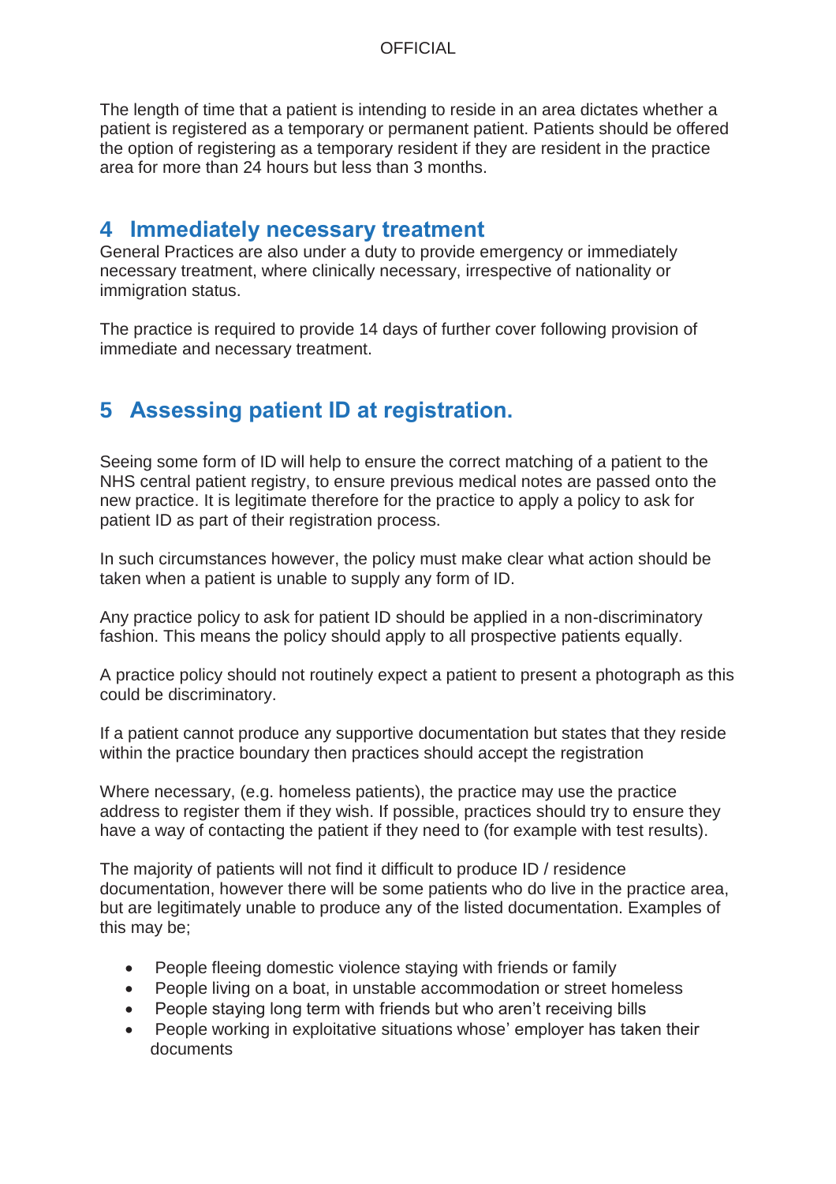The length of time that a patient is intending to reside in an area dictates whether a patient is registered as a temporary or permanent patient. Patients should be offered the option of registering as a temporary resident if they are resident in the practice area for more than 24 hours but less than 3 months.

## 4 Immediately necessary treatment

General Practices are also under a duty to provide emergency or immediately necessary treatment, where clinically necessary, irrespective of nationality or immigration status.

The practice is required to provide 14 days of further cover following provision of immediate and necessary treatment.

## 5 Assessing patient ID at registration.

Seeing some form of ID will help to ensure the correct matching of a patient to the NHS central patient registry, to ensure previous medical notes are passed onto the new practice. It is legitimate therefore for the practice to apply a policy to ask for patient ID as part of their registration process.

In such circumstances however, the policy must make clear what action should be taken when a patient is unable to supply any form of ID.

Any practice policy to ask for patient ID should be applied in a non-discriminatory fashion. This means the policy should apply to all prospective patients equally.

A practice policy should not routinely expect a patient to present a photograph as this could be discriminatory.

If a patient cannot produce any supportive documentation but states that they reside within the practice boundary then practices should accept the registration

Where necessary, (e.g. homeless patients), the practice may use the practice address to register them if they wish. If possible, practices should try to ensure they have a way of contacting the patient if they need to (for example with test results).

The majority of patients will not find it difficult to produce ID / residence documentation, however there will be some patients who do live in the practice area, but are legitimately unable to produce any of the listed documentation. Examples of this may be;

- People fleeing domestic violence staying with friends or family
- People living on a boat, in unstable accommodation or street homeless
- People staying long term with friends but who aren't receiving bills
- People working in exploitative situations whose' employer has taken their documents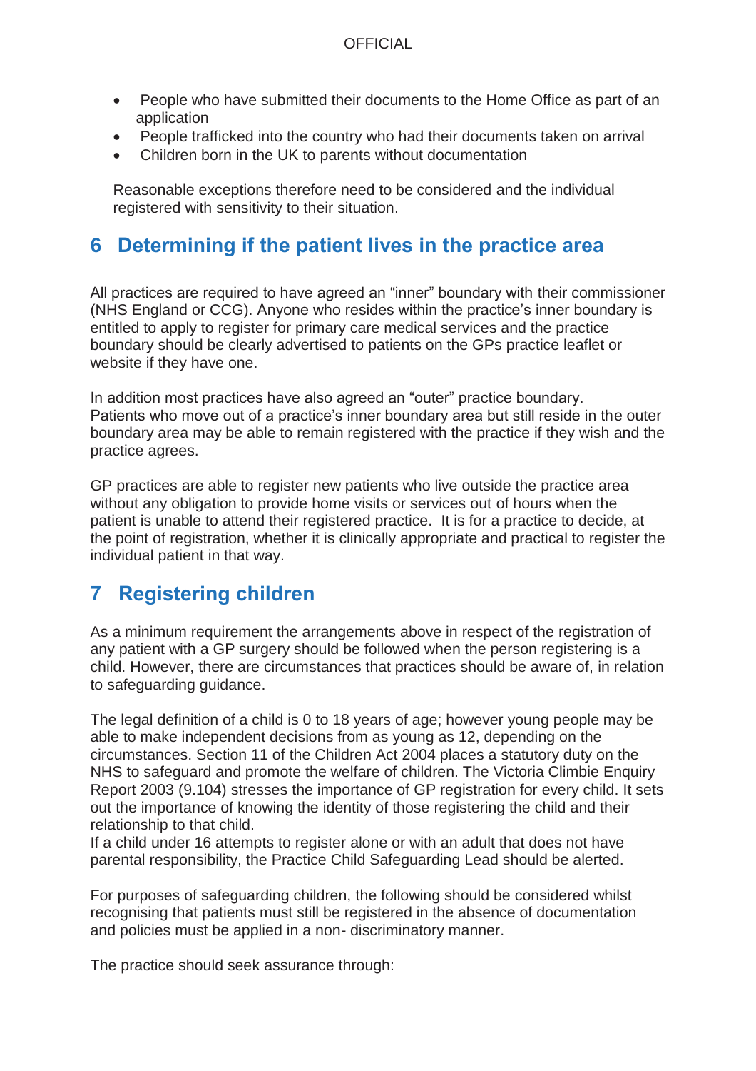- People who have submitted their documents to the Home Office as part of an application
- People trafficked into the country who had their documents taken on arrival
- Children born in the UK to parents without documentation

Reasonable exceptions therefore need to be considered and the individual registered with sensitivity to their situation.

## 6 Determining if the patient lives in the practice area

All practices are required to have agreed an "inner" boundary with their commissioner (NHS England or CCG). Anyone who resides within the practice's inner boundary is entitled to apply to register for primary care medical services and the practice boundary should be clearly advertised to patients on the GPs practice leaflet or website if they have one.

In addition most practices have also agreed an "outer" practice boundary. Patients who move out of a practice's inner boundary area but still reside in the outer boundary area may be able to remain registered with the practice if they wish and the practice agrees.

GP practices are able to register new patients who live outside the practice area without any obligation to provide home visits or services out of hours when the patient is unable to attend their registered practice. It is for a practice to decide, at the point of registration, whether it is clinically appropriate and practical to register the individual patient in that way.

## 7 Registering children

As a minimum requirement the arrangements above in respect of the registration of any patient with a GP surgery should be followed when the person registering is a child. However, there are circumstances that practices should be aware of, in relation to safeguarding guidance.

The legal definition of a child is 0 to 18 years of age; however young people may be able to make independent decisions from as young as 12, depending on the circumstances. Section 11 of the Children Act 2004 places a statutory duty on the NHS to safeguard and promote the welfare of children. The Victoria Climbie Enquiry Report 2003 (9.104) stresses the importance of GP registration for every child. It sets out the importance of knowing the identity of those registering the child and their relationship to that child.
If a child under 16 attempts to register alone or with an adult that does not have parental responsibility, the Practice Child Safeguarding Lead should be alerted.

For purposes of safeguarding children, the following should be considered whilst recognising that patients must still be registered in the absence of documentation and policies must be applied in a non- discriminatory manner.

The practice should seek assurance through: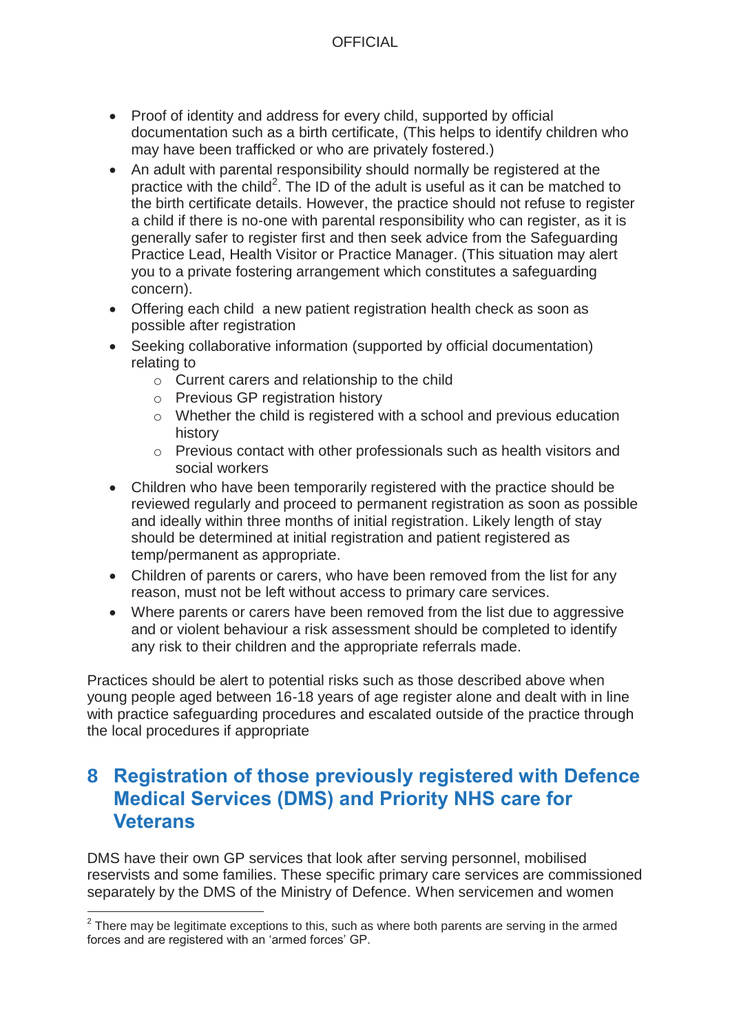- Proof of identity and address for every child, supported by official documentation such as a birth certificate, (This helps to identify children who may have been trafficked or who are privately fostered.)
- An adult with parental responsibility should normally be registered at the practice with the child[2]. The ID of the adult is useful as it can be matched to the birth certificate details. However, the practice should not refuse to register a child if there is no-one with parental responsibility who can register, as it is generally safer to register first and then seek advice from the Safeguarding Practice Lead, Health Visitor or Practice Manager. (This situation may alert you to a private fostering arrangement which constitutes a safeguarding concern).
- Offering each child a new patient registration health check as soon as possible after registration
- Seeking collaborative information (supported by official documentation) relating to
  - Current carers and relationship to the child
  - Previous GP registration history
  - Whether the child is registered with a school and previous education history
  - Previous contact with other professionals such as health visitors and social workers
- Children who have been temporarily registered with the practice should be reviewed regularly and proceed to permanent registration as soon as possible and ideally within three months of initial registration. Likely length of stay should be determined at initial registration and patient registered as temp/permanent as appropriate.
- Children of parents or carers, who have been removed from the list for any reason, must not be left without access to primary care services.
- Where parents or carers have been removed from the list due to aggressive and or violent behaviour a risk assessment should be completed to identify any risk to their children and the appropriate referrals made.

Practices should be alert to potential risks such as those described above when young people aged between 16-18 years of age register alone and dealt with in line with practice safeguarding procedures and escalated outside of the practice through the local procedures if appropriate

## 8 Registration of those previously registered with Defence Medical Services (DMS) and Priority NHS care for Veterans

DMS have their own GP services that look after serving personnel, mobilised reservists and some families. These specific primary care services are commissioned separately by the DMS of the Ministry of Defence. When servicemen and women

[2] There may be legitimate exceptions to this, such as where both parents are serving in the armed forces and are registered with an 'armed forces' GP.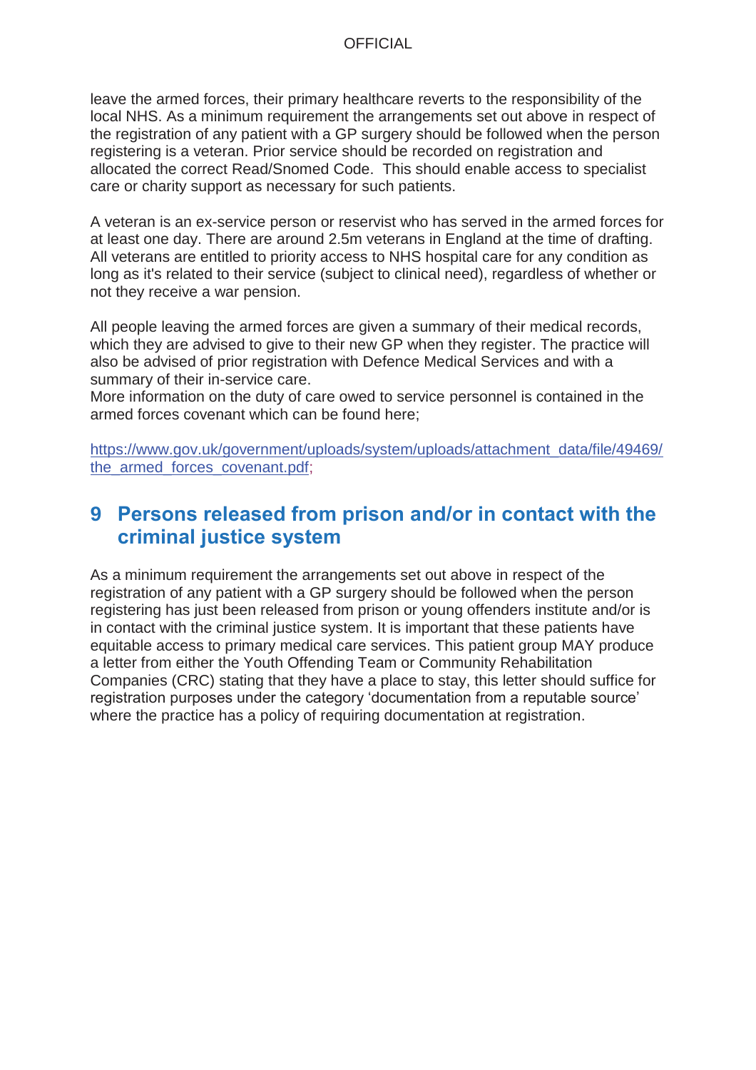leave the armed forces, their primary healthcare reverts to the responsibility of the local NHS. As a minimum requirement the arrangements set out above in respect of the registration of any patient with a GP surgery should be followed when the person registering is a veteran. Prior service should be recorded on registration and allocated the correct Read/Snomed Code. This should enable access to specialist care or charity support as necessary for such patients.

A veteran is an ex-service person or reservist who has served in the armed forces for at least one day. There are around 2.5m veterans in England at the time of drafting. All veterans are entitled to priority access to NHS hospital care for any condition as long as it's related to their service (subject to clinical need), regardless of whether or not they receive a war pension.

All people leaving the armed forces are given a summary of their medical records, which they are advised to give to their new GP when they register. The practice will also be advised of prior registration with Defence Medical Services and with a summary of their in-service care.
More information on the duty of care owed to service personnel is contained in the armed forces covenant which can be found here;

https://www.gov.uk/government/uploads/system/uploads/attachment_data/file/49469/the_armed_forces_covenant.pdf;

## 9 Persons released from prison and/or in contact with the criminal justice system

As a minimum requirement the arrangements set out above in respect of the registration of any patient with a GP surgery should be followed when the person registering has just been released from prison or young offenders institute and/or is in contact with the criminal justice system. It is important that these patients have equitable access to primary medical care services. This patient group MAY produce a letter from either the Youth Offending Team or Community Rehabilitation Companies (CRC) stating that they have a place to stay, this letter should suffice for registration purposes under the category 'documentation from a reputable source' where the practice has a policy of requiring documentation at registration.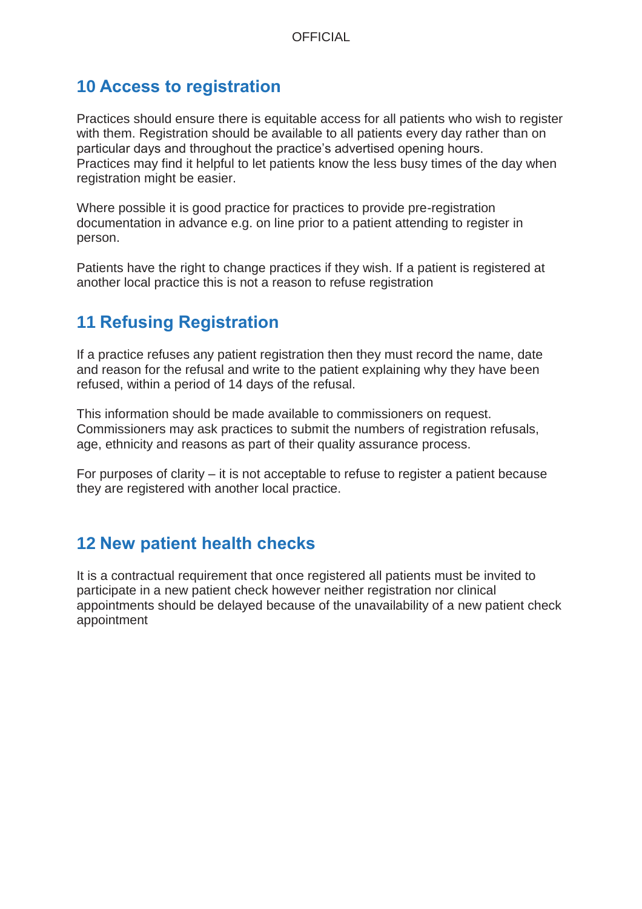## 10 Access to registration

Practices should ensure there is equitable access for all patients who wish to register with them. Registration should be available to all patients every day rather than on particular days and throughout the practice's advertised opening hours.
Practices may find it helpful to let patients know the less busy times of the day when registration might be easier.

Where possible it is good practice for practices to provide pre-registration documentation in advance e.g. on line prior to a patient attending to register in person.

Patients have the right to change practices if they wish. If a patient is registered at another local practice this is not a reason to refuse registration

## 11 Refusing Registration

If a practice refuses any patient registration then they must record the name, date and reason for the refusal and write to the patient explaining why they have been refused, within a period of 14 days of the refusal.

This information should be made available to commissioners on request. Commissioners may ask practices to submit the numbers of registration refusals, age, ethnicity and reasons as part of their quality assurance process.

For purposes of clarity – it is not acceptable to refuse to register a patient because they are registered with another local practice.

## 12 New patient health checks

It is a contractual requirement that once registered all patients must be invited to participate in a new patient check however neither registration nor clinical appointments should be delayed because of the unavailability of a new patient check appointment